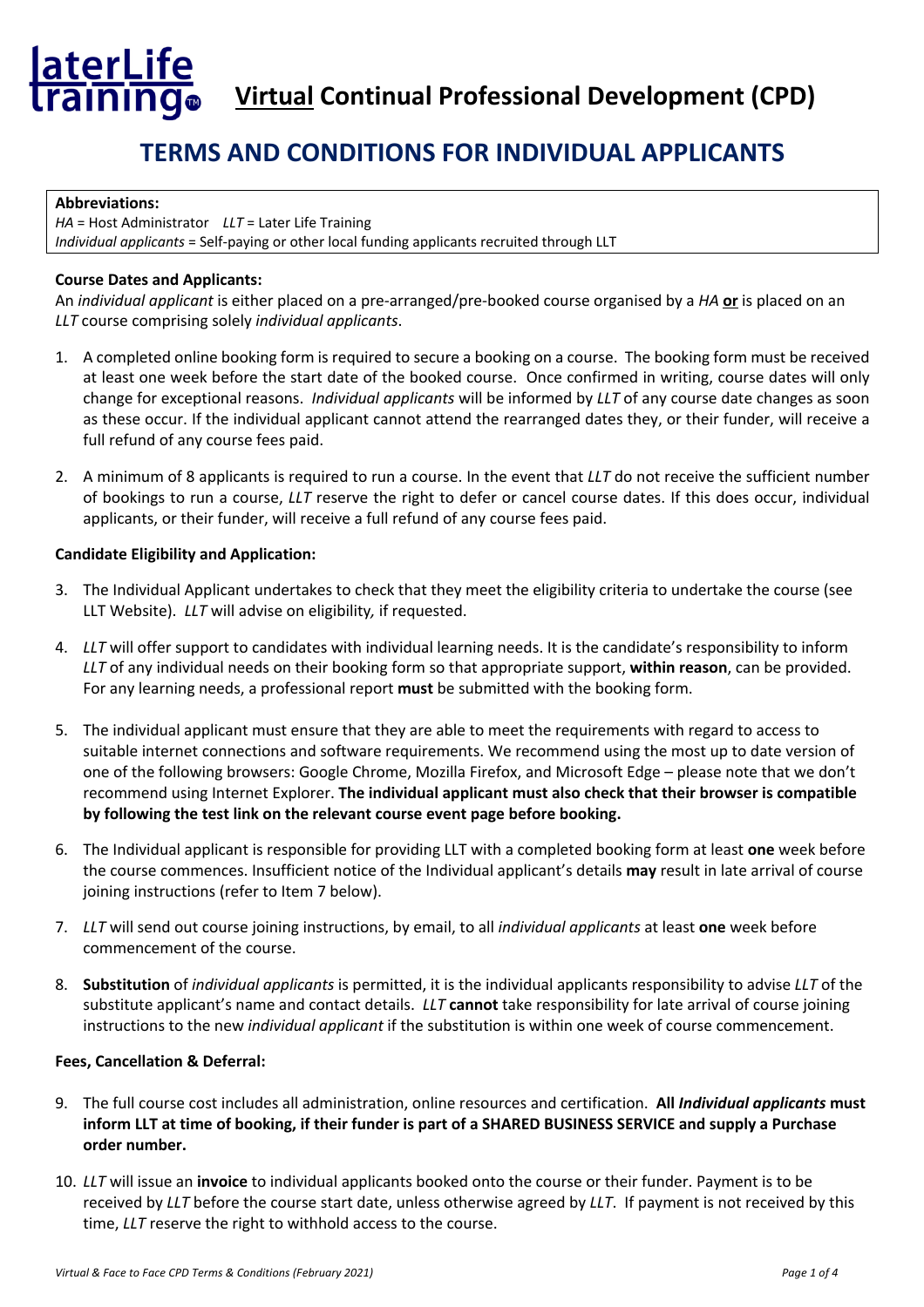# <u>Virtual</u> Continual Professional Development (CPD)

## TERMS AND CONDITIONS FOR INDIVIDUAL APPLICANTS

**Abbreviations:**
*HA* = Host Administrator *LLT* = Later Life Training
*Individual applicants* = Self-paying or other local funding applicants recruited through LLT

**Course Dates and Applicants:**

An *individual applicant* is either placed on a pre-arranged/pre-booked course organised by a *HA* **<u>or</u>** is placed on an *LLT* course comprising solely *individual applicants*.

1. A completed online booking form is required to secure a booking on a course. The booking form must be received at least one week before the start date of the booked course. Once confirmed in writing, course dates will only change for exceptional reasons. *Individual applicants* will be informed by *LLT* of any course date changes as soon as these occur. If the individual applicant cannot attend the rearranged dates they, or their funder, will receive a full refund of any course fees paid.

2. A minimum of 8 applicants is required to run a course. In the event that *LLT* do not receive the sufficient number of bookings to run a course, *LLT* reserve the right to defer or cancel course dates. If this does occur, individual applicants, or their funder, will receive a full refund of any course fees paid.

**Candidate Eligibility and Application:**

3. The Individual Applicant undertakes to check that they meet the eligibility criteria to undertake the course (see LLT Website). *LLT* will advise on eligibility*,* if requested.

4. *LLT* will offer support to candidates with individual learning needs. It is the candidate's responsibility to inform *LLT* of any individual needs on their booking form so that appropriate support, **within reason**, can be provided. For any learning needs, a professional report **must** be submitted with the booking form.

5. The individual applicant must ensure that they are able to meet the requirements with regard to access to suitable internet connections and software requirements. We recommend using the most up to date version of one of the following browsers: Google Chrome, Mozilla Firefox, and Microsoft Edge – please note that we don't recommend using Internet Explorer. **The individual applicant must also check that their browser is compatible by following the test link on the relevant course event page before booking.**

6. The Individual applicant is responsible for providing LLT with a completed booking form at least **one** week before the course commences. Insufficient notice of the Individual applicant's details **may** result in late arrival of course joining instructions (refer to Item 7 below).

7. *LLT* will send out course joining instructions, by email, to all *individual applicants* at least **one** week before commencement of the course.

8. **Substitution** of *individual applicants* is permitted, it is the individual applicants responsibility to advise *LLT* of the substitute applicant's name and contact details. *LLT* **cannot** take responsibility for late arrival of course joining instructions to the new *individual applicant* if the substitution is within one week of course commencement.

**Fees, Cancellation & Deferral:**

9. The full course cost includes all administration, online resources and certification. **All *Individual applicants* must inform LLT at time of booking, if their funder is part of a SHARED BUSINESS SERVICE and supply a Purchase order number.**

10. *LLT* will issue an **invoice** to individual applicants booked onto the course or their funder. Payment is to be received by *LLT* before the course start date, unless otherwise agreed by *LLT*. If payment is not received by this time, *LLT* reserve the right to withhold access to the course.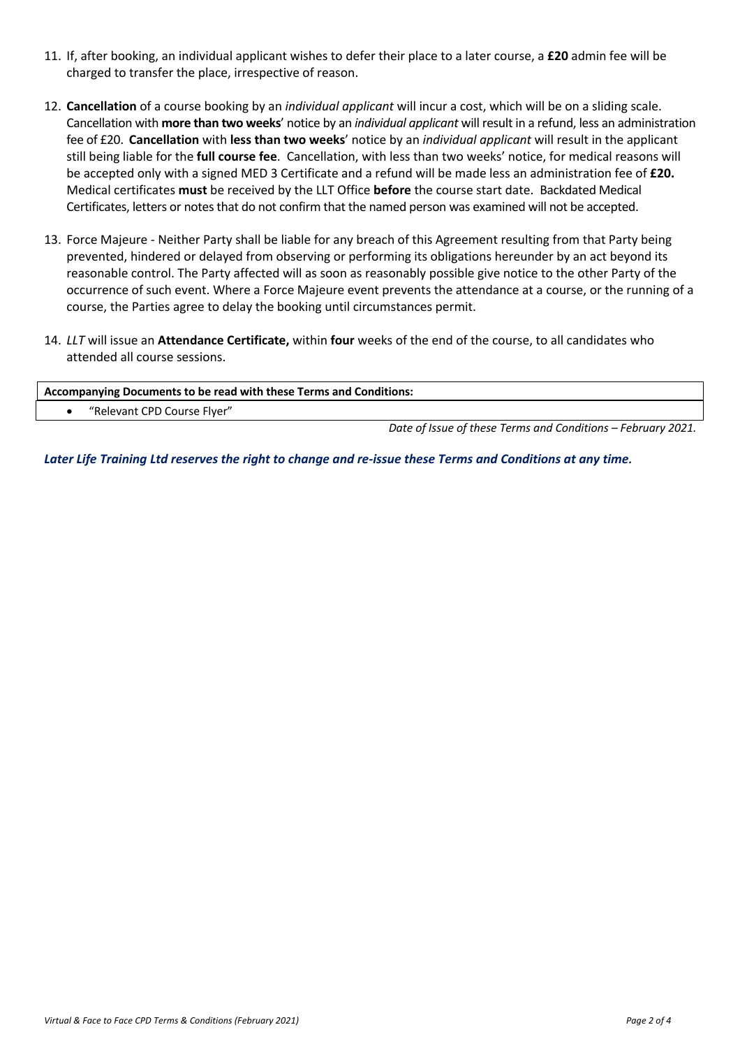11. If, after booking, an individual applicant wishes to defer their place to a later course, a **£20** admin fee will be charged to transfer the place, irrespective of reason.

12. **Cancellation** of a course booking by an *individual applicant* will incur a cost, which will be on a sliding scale. Cancellation with **more than two weeks**' notice by an *individual applicant* will result in a refund, less an administration fee of £20. **Cancellation** with **less than two weeks**' notice by an *individual applicant* will result in the applicant still being liable for the **full course fee**. Cancellation, with less than two weeks' notice, for medical reasons will be accepted only with a signed MED 3 Certificate and a refund will be made less an administration fee of **£20.** Medical certificates **must** be received by the LLT Office **before** the course start date. Backdated Medical Certificates, letters or notes that do not confirm that the named person was examined will not be accepted.

13. Force Majeure - Neither Party shall be liable for any breach of this Agreement resulting from that Party being prevented, hindered or delayed from observing or performing its obligations hereunder by an act beyond its reasonable control. The Party affected will as soon as reasonably possible give notice to the other Party of the occurrence of such event. Where a Force Majeure event prevents the attendance at a course, or the running of a course, the Parties agree to delay the booking until circumstances permit.

14. *LLT* will issue an **Attendance Certificate,** within **four** weeks of the end of the course, to all candidates who attended all course sessions.

| **Accompanying Documents to be read with these Terms and Conditions:** |
|---|
| • "Relevant CPD Course Flyer" |

*Date of Issue of these Terms and Conditions – February 2021.*

***Later Life Training Ltd reserves the right to change and re-issue these Terms and Conditions at any time.***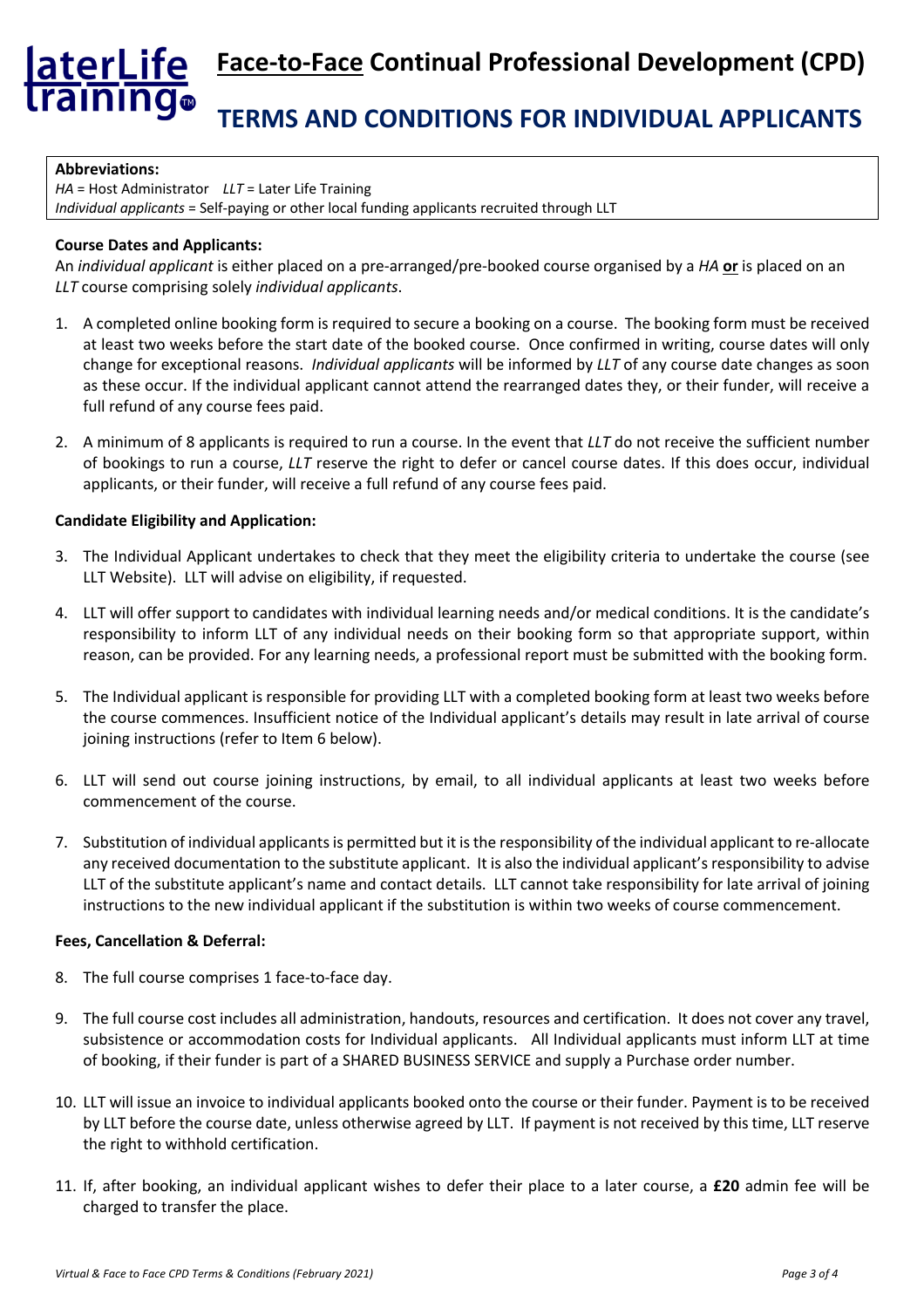# Face-to-Face Continual Professional Development (CPD)

# TERMS AND CONDITIONS FOR INDIVIDUAL APPLICANTS

**Abbreviations:**
*HA* = Host Administrator *LLT* = Later Life Training
*Individual applicants* = Self-paying or other local funding applicants recruited through LLT

**Course Dates and Applicants:**

An *individual applicant* is either placed on a pre-arranged/pre-booked course organised by a *HA* **or** is placed on an *LLT* course comprising solely *individual applicants*.

1. A completed online booking form is required to secure a booking on a course. The booking form must be received at least two weeks before the start date of the booked course. Once confirmed in writing, course dates will only change for exceptional reasons. *Individual applicants* will be informed by *LLT* of any course date changes as soon as these occur. If the individual applicant cannot attend the rearranged dates they, or their funder, will receive a full refund of any course fees paid.

2. A minimum of 8 applicants is required to run a course. In the event that *LLT* do not receive the sufficient number of bookings to run a course, *LLT* reserve the right to defer or cancel course dates. If this does occur, individual applicants, or their funder, will receive a full refund of any course fees paid.

**Candidate Eligibility and Application:**

3. The Individual Applicant undertakes to check that they meet the eligibility criteria to undertake the course (see LLT Website). LLT will advise on eligibility, if requested.

4. LLT will offer support to candidates with individual learning needs and/or medical conditions. It is the candidate's responsibility to inform LLT of any individual needs on their booking form so that appropriate support, within reason, can be provided. For any learning needs, a professional report must be submitted with the booking form.

5. The Individual applicant is responsible for providing LLT with a completed booking form at least two weeks before the course commences. Insufficient notice of the Individual applicant's details may result in late arrival of course joining instructions (refer to Item 6 below).

6. LLT will send out course joining instructions, by email, to all individual applicants at least two weeks before commencement of the course.

7. Substitution of individual applicants is permitted but it is the responsibility of the individual applicant to re-allocate any received documentation to the substitute applicant. It is also the individual applicant's responsibility to advise LLT of the substitute applicant's name and contact details. LLT cannot take responsibility for late arrival of joining instructions to the new individual applicant if the substitution is within two weeks of course commencement.

**Fees, Cancellation & Deferral:**

8. The full course comprises 1 face-to-face day.

9. The full course cost includes all administration, handouts, resources and certification. It does not cover any travel, subsistence or accommodation costs for Individual applicants. All Individual applicants must inform LLT at time of booking, if their funder is part of a SHARED BUSINESS SERVICE and supply a Purchase order number.

10. LLT will issue an invoice to individual applicants booked onto the course or their funder. Payment is to be received by LLT before the course date, unless otherwise agreed by LLT. If payment is not received by this time, LLT reserve the right to withhold certification.

11. If, after booking, an individual applicant wishes to defer their place to a later course, a **£20** admin fee will be charged to transfer the place.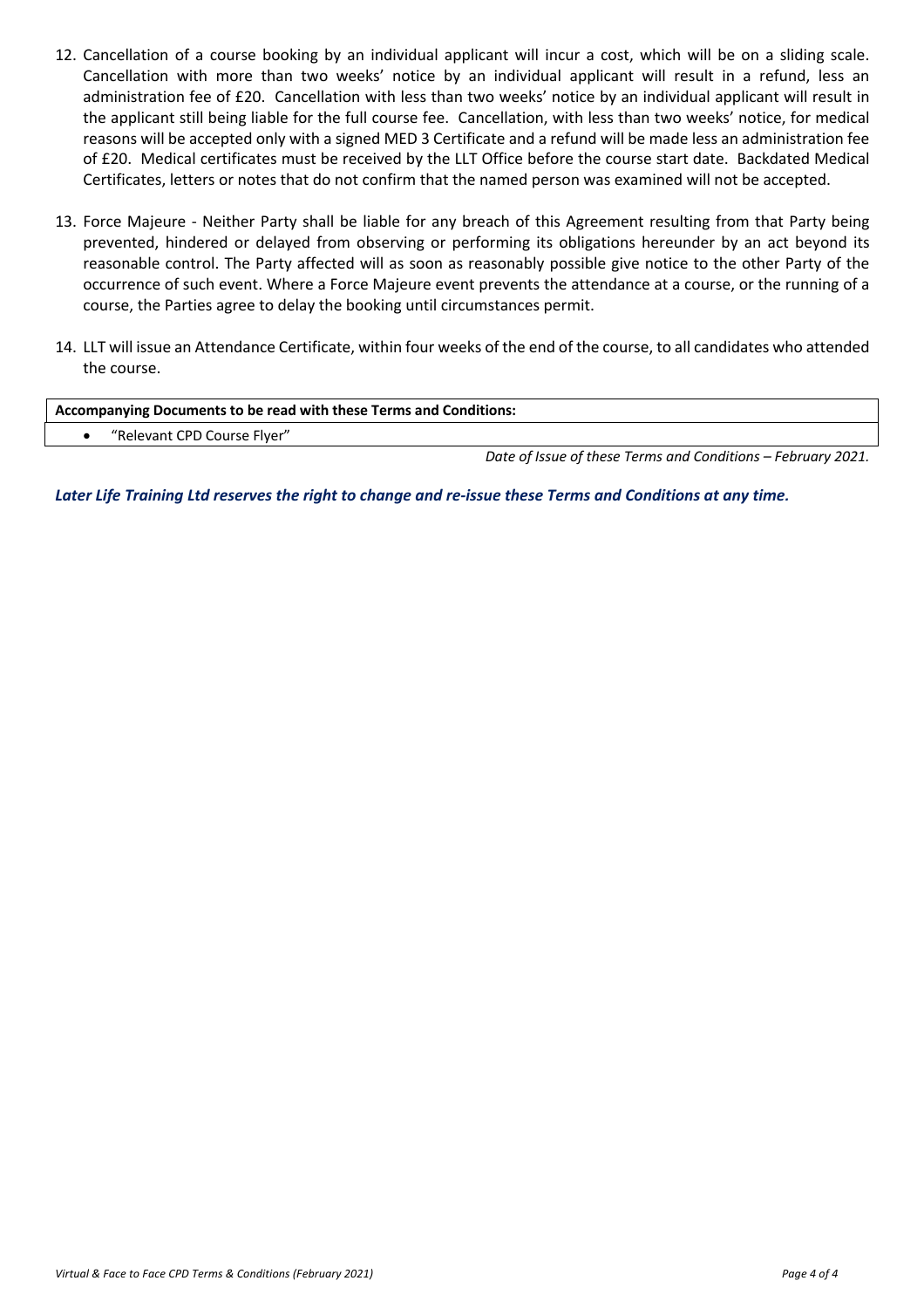12. Cancellation of a course booking by an individual applicant will incur a cost, which will be on a sliding scale. Cancellation with more than two weeks' notice by an individual applicant will result in a refund, less an administration fee of £20. Cancellation with less than two weeks' notice by an individual applicant will result in the applicant still being liable for the full course fee. Cancellation, with less than two weeks' notice, for medical reasons will be accepted only with a signed MED 3 Certificate and a refund will be made less an administration fee of £20. Medical certificates must be received by the LLT Office before the course start date. Backdated Medical Certificates, letters or notes that do not confirm that the named person was examined will not be accepted.

13. Force Majeure - Neither Party shall be liable for any breach of this Agreement resulting from that Party being prevented, hindered or delayed from observing or performing its obligations hereunder by an act beyond its reasonable control. The Party affected will as soon as reasonably possible give notice to the other Party of the occurrence of such event. Where a Force Majeure event prevents the attendance at a course, or the running of a course, the Parties agree to delay the booking until circumstances permit.

14. LLT will issue an Attendance Certificate, within four weeks of the end of the course, to all candidates who attended the course.

| **Accompanying Documents to be read with these Terms and Conditions:** |
| --- |
| • "Relevant CPD Course Flyer" |

*Date of Issue of these Terms and Conditions – February 2021.*

***Later Life Training Ltd reserves the right to change and re-issue these Terms and Conditions at any time.***